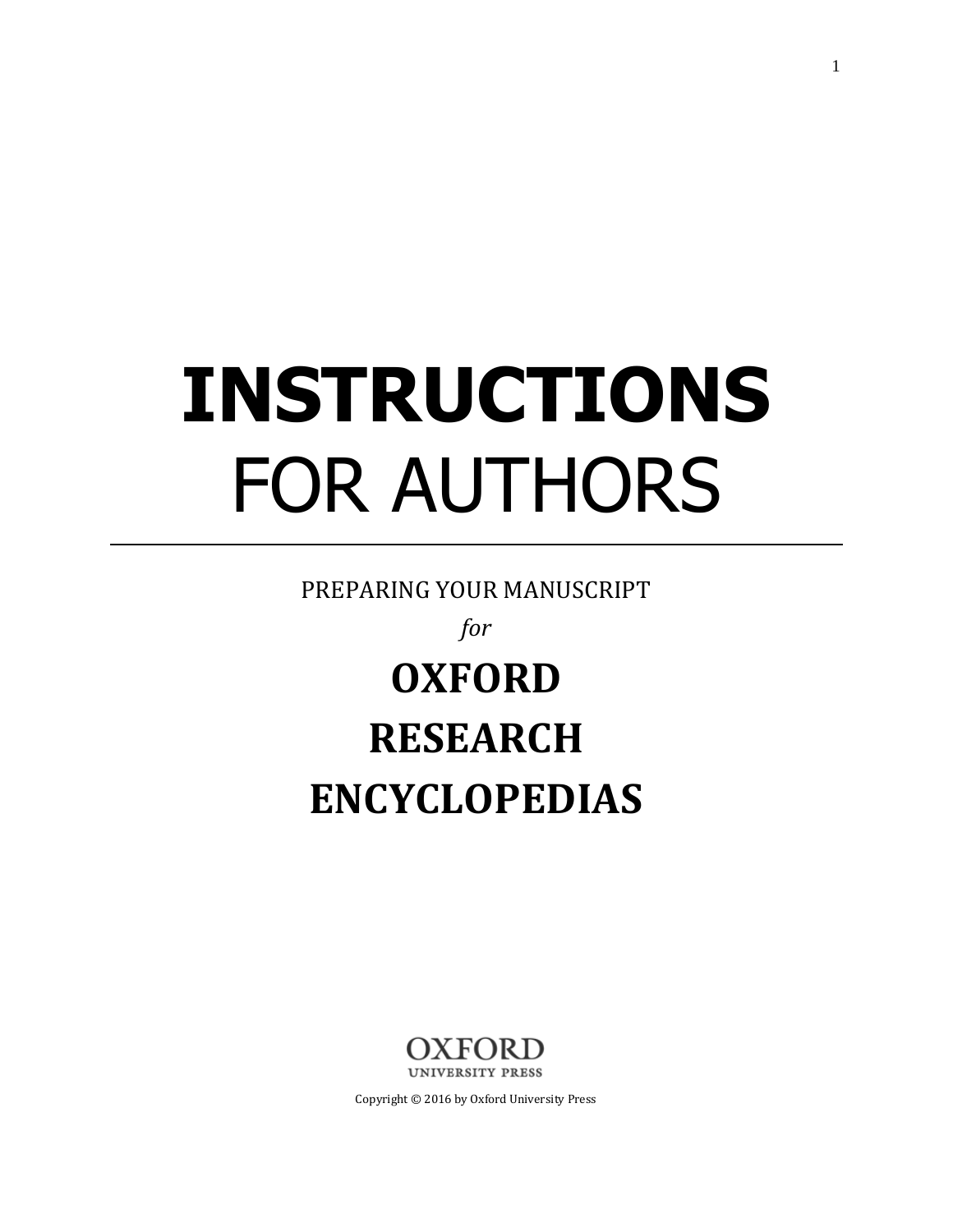# INSTRUCTIONS
# FOR AUTHORS

---

PREPARING YOUR MANUSCRIPT

*for*

## OXFORD RESEARCH ENCYCLOPEDIAS

OXFORD
UNIVERSITY PRESS

Copyright © 2016 by Oxford University Press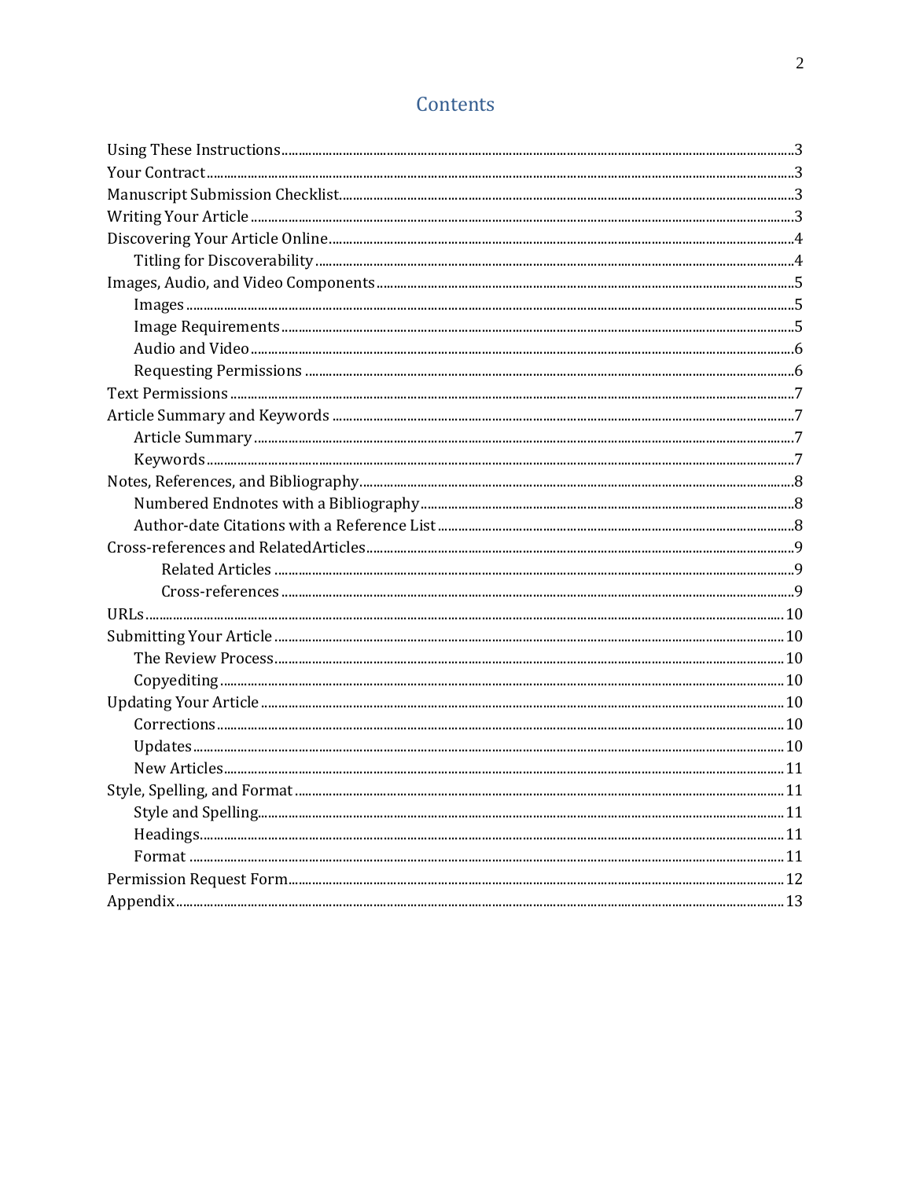# Contents

- Using These Instructions ... 3
- Your Contract ... 3
- Manuscript Submission Checklist ... 3
- Writing Your Article ... 3
- Discovering Your Article Online ... 4
  - Titling for Discoverability ... 4
- Images, Audio, and Video Components ... 5
  - Images ... 5
  - Image Requirements ... 5
  - Audio and Video ... 6
  - Requesting Permissions ... 6
- Text Permissions ... 7
- Article Summary and Keywords ... 7
  - Article Summary ... 7
  - Keywords ... 7
- Notes, References, and Bibliography ... 8
  - Numbered Endnotes with a Bibliography ... 8
  - Author-date Citations with a Reference List ... 8
- Cross-references and RelatedArticles ... 9
    - Related Articles ... 9
    - Cross-references ... 9
- URLs ... 10
- Submitting Your Article ... 10
  - The Review Process ... 10
  - Copyediting ... 10
- Updating Your Article ... 10
  - Corrections ... 10
  - Updates ... 10
  - New Articles ... 11
- Style, Spelling, and Format ... 11
  - Style and Spelling ... 11
  - Headings ... 11
  - Format ... 11
- Permission Request Form ... 12
- Appendix ... 13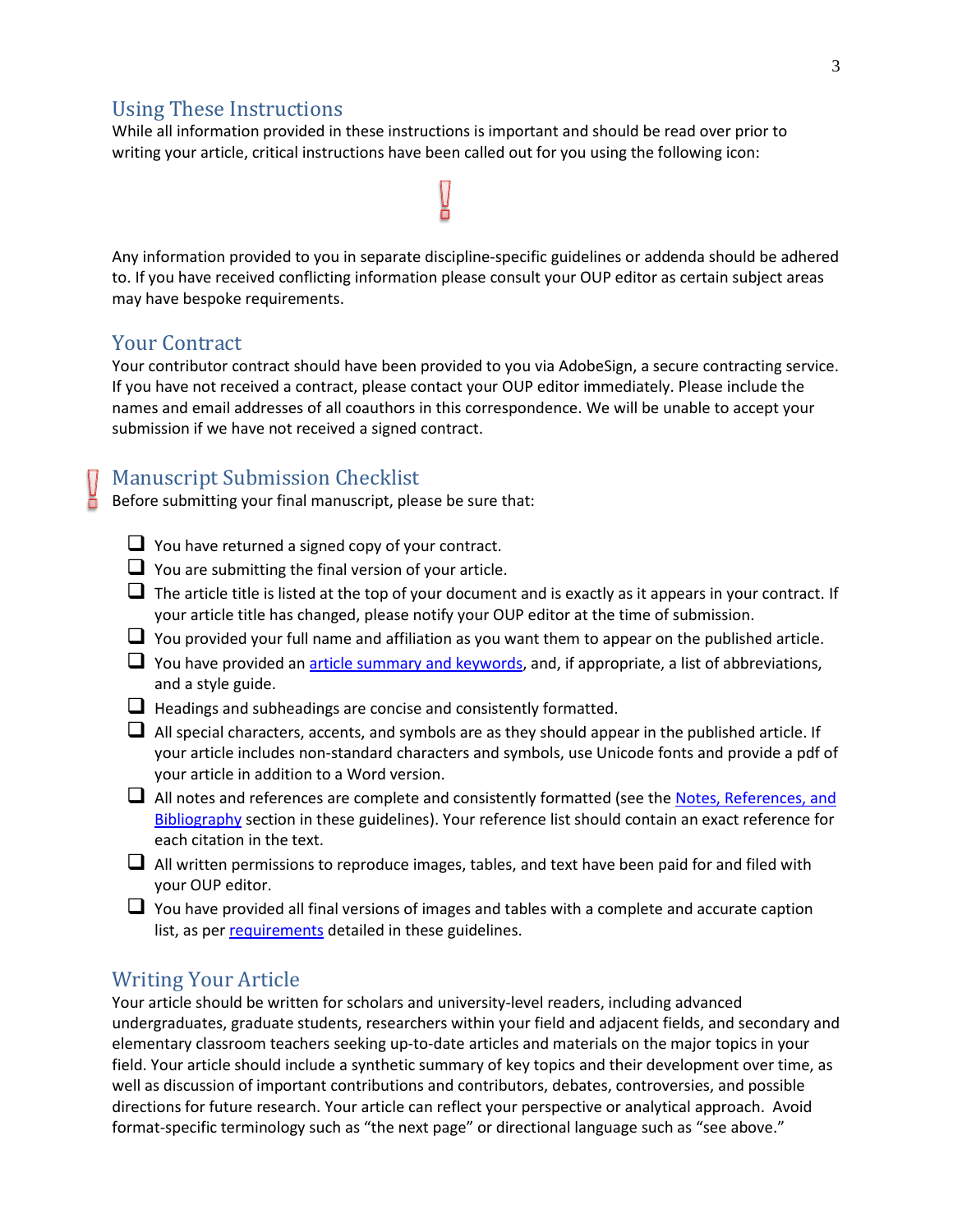## Using These Instructions

While all information provided in these instructions is important and should be read over prior to writing your article, critical instructions have been called out for you using the following icon:

!

Any information provided to you in separate discipline-specific guidelines or addenda should be adhered to. If you have received conflicting information please consult your OUP editor as certain subject areas may have bespoke requirements.

## Your Contract

Your contributor contract should have been provided to you via AdobeSign, a secure contracting service. If you have not received a contract, please contact your OUP editor immediately. Please include the names and email addresses of all coauthors in this correspondence. We will be unable to accept your submission if we have not received a signed contract.

## Manuscript Submission Checklist

Before submitting your final manuscript, please be sure that:

- [ ] You have returned a signed copy of your contract.
- [ ] You are submitting the final version of your article.
- [ ] The article title is listed at the top of your document and is exactly as it appears in your contract. If your article title has changed, please notify your OUP editor at the time of submission.
- [ ] You provided your full name and affiliation as you want them to appear on the published article.
- [ ] You have provided an article summary and keywords, and, if appropriate, a list of abbreviations, and a style guide.
- [ ] Headings and subheadings are concise and consistently formatted.
- [ ] All special characters, accents, and symbols are as they should appear in the published article. If your article includes non-standard characters and symbols, use Unicode fonts and provide a pdf of your article in addition to a Word version.
- [ ] All notes and references are complete and consistently formatted (see the Notes, References, and Bibliography section in these guidelines). Your reference list should contain an exact reference for each citation in the text.
- [ ] All written permissions to reproduce images, tables, and text have been paid for and filed with your OUP editor.
- [ ] You have provided all final versions of images and tables with a complete and accurate caption list, as per requirements detailed in these guidelines.

## Writing Your Article

Your article should be written for scholars and university-level readers, including advanced undergraduates, graduate students, researchers within your field and adjacent fields, and secondary and elementary classroom teachers seeking up-to-date articles and materials on the major topics in your field. Your article should include a synthetic summary of key topics and their development over time, as well as discussion of important contributions and contributors, debates, controversies, and possible directions for future research. Your article can reflect your perspective or analytical approach. Avoid format-specific terminology such as "the next page" or directional language such as "see above."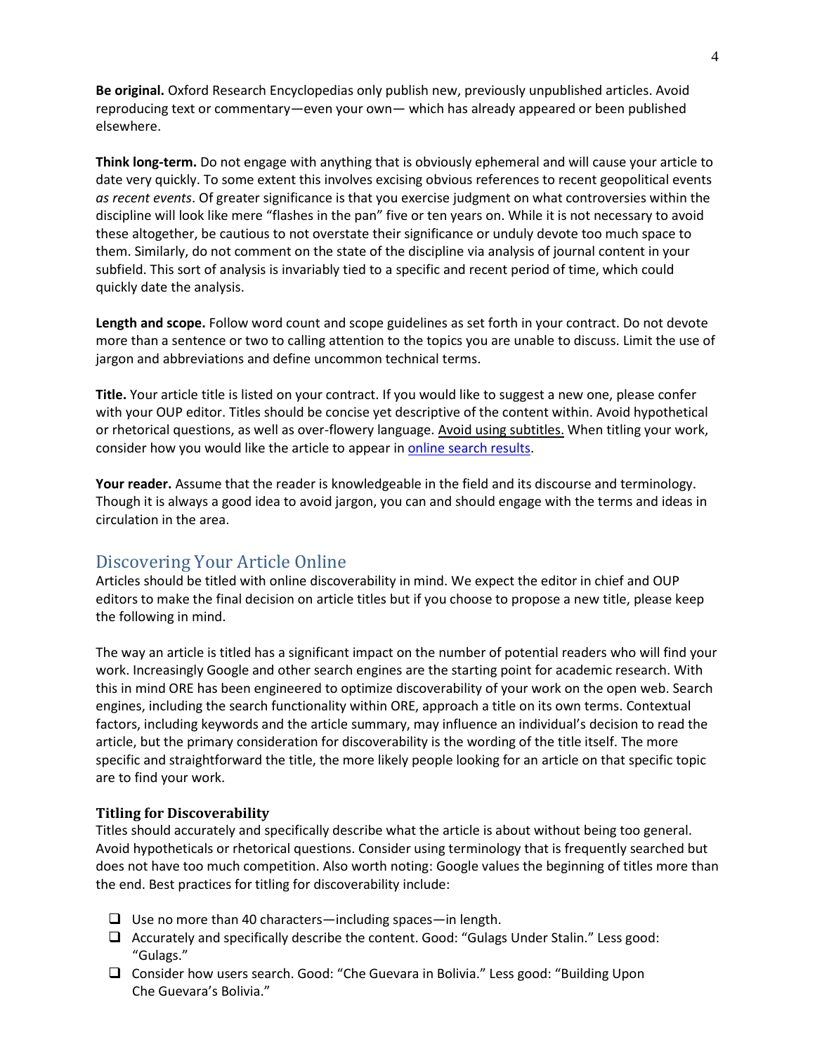**Be original.** Oxford Research Encyclopedias only publish new, previously unpublished articles. Avoid reproducing text or commentary—even your own— which has already appeared or been published elsewhere.

**Think long-term.** Do not engage with anything that is obviously ephemeral and will cause your article to date very quickly. To some extent this involves excising obvious references to recent geopolitical events *as recent events*. Of greater significance is that you exercise judgment on what controversies within the discipline will look like mere "flashes in the pan" five or ten years on. While it is not necessary to avoid these altogether, be cautious to not overstate their significance or unduly devote too much space to them. Similarly, do not comment on the state of the discipline via analysis of journal content in your subfield. This sort of analysis is invariably tied to a specific and recent period of time, which could quickly date the analysis.

**Length and scope.** Follow word count and scope guidelines as set forth in your contract. Do not devote more than a sentence or two to calling attention to the topics you are unable to discuss. Limit the use of jargon and abbreviations and define uncommon technical terms.

**Title.** Your article title is listed on your contract. If you would like to suggest a new one, please confer with your OUP editor. Titles should be concise yet descriptive of the content within. Avoid hypothetical or rhetorical questions, as well as over-flowery language. Avoid using subtitles. When titling your work, consider how you would like the article to appear in online search results.

**Your reader.** Assume that the reader is knowledgeable in the field and its discourse and terminology. Though it is always a good idea to avoid jargon, you can and should engage with the terms and ideas in circulation in the area.

## Discovering Your Article Online

Articles should be titled with online discoverability in mind. We expect the editor in chief and OUP editors to make the final decision on article titles but if you choose to propose a new title, please keep the following in mind.

The way an article is titled has a significant impact on the number of potential readers who will find your work. Increasingly Google and other search engines are the starting point for academic research. With this in mind ORE has been engineered to optimize discoverability of your work on the open web. Search engines, including the search functionality within ORE, approach a title on its own terms. Contextual factors, including keywords and the article summary, may influence an individual's decision to read the article, but the primary consideration for discoverability is the wording of the title itself. The more specific and straightforward the title, the more likely people looking for an article on that specific topic are to find your work.

### Titling for Discoverability

Titles should accurately and specifically describe what the article is about without being too general. Avoid hypotheticals or rhetorical questions. Consider using terminology that is frequently searched but does not have too much competition. Also worth noting: Google values the beginning of titles more than the end. Best practices for titling for discoverability include:

- [ ] Use no more than 40 characters—including spaces—in length.
- [ ] Accurately and specifically describe the content. Good: "Gulags Under Stalin." Less good: "Gulags."
- [ ] Consider how users search. Good: "Che Guevara in Bolivia." Less good: "Building Upon Che Guevara's Bolivia."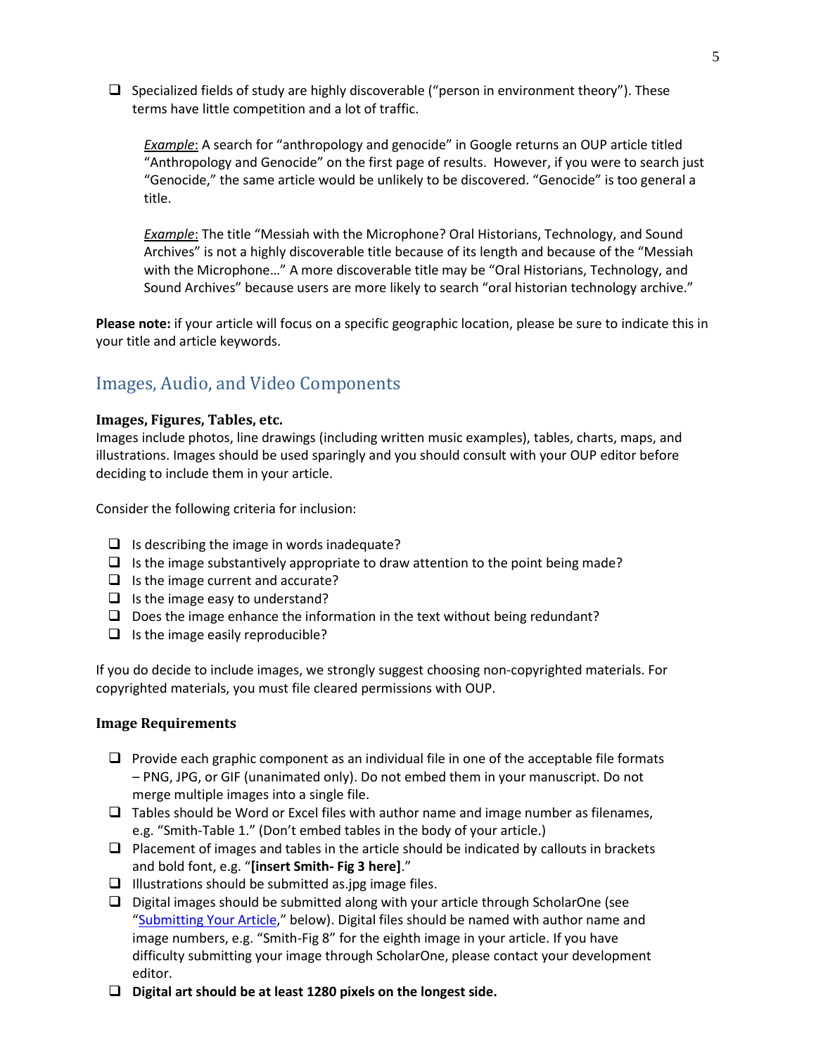- ☐ Specialized fields of study are highly discoverable ("person in environment theory"). These terms have little competition and a lot of traffic.

  ***Example***: A search for "anthropology and genocide" in Google returns an OUP article titled "Anthropology and Genocide" on the first page of results. However, if you were to search just "Genocide," the same article would be unlikely to be discovered. "Genocide" is too general a title.

  ***Example***: The title "Messiah with the Microphone? Oral Historians, Technology, and Sound Archives" is not a highly discoverable title because of its length and because of the "Messiah with the Microphone…" A more discoverable title may be "Oral Historians, Technology, and Sound Archives" because users are more likely to search "oral historian technology archive."

**Please note:** if your article will focus on a specific geographic location, please be sure to indicate this in your title and article keywords.

## Images, Audio, and Video Components

### Images, Figures, Tables, etc.

Images include photos, line drawings (including written music examples), tables, charts, maps, and illustrations. Images should be used sparingly and you should consult with your OUP editor before deciding to include them in your article.

Consider the following criteria for inclusion:

- ☐ Is describing the image in words inadequate?
- ☐ Is the image substantively appropriate to draw attention to the point being made?
- ☐ Is the image current and accurate?
- ☐ Is the image easy to understand?
- ☐ Does the image enhance the information in the text without being redundant?
- ☐ Is the image easily reproducible?

If you do decide to include images, we strongly suggest choosing non-copyrighted materials. For copyrighted materials, you must file cleared permissions with OUP.

### Image Requirements

- ☐ Provide each graphic component as an individual file in one of the acceptable file formats – PNG, JPG, or GIF (unanimated only). Do not embed them in your manuscript. Do not merge multiple images into a single file.
- ☐ Tables should be Word or Excel files with author name and image number as filenames, e.g. "Smith-Table 1." (Don't embed tables in the body of your article.)
- ☐ Placement of images and tables in the article should be indicated by callouts in brackets and bold font, e.g. "**[insert Smith- Fig 3 here]**."
- ☐ Illustrations should be submitted as.jpg image files.
- ☐ Digital images should be submitted along with your article through ScholarOne (see "Submitting Your Article," below). Digital files should be named with author name and image numbers, e.g. "Smith-Fig 8" for the eighth image in your article. If you have difficulty submitting your image through ScholarOne, please contact your development editor.
- ☐ **Digital art should be at least 1280 pixels on the longest side.**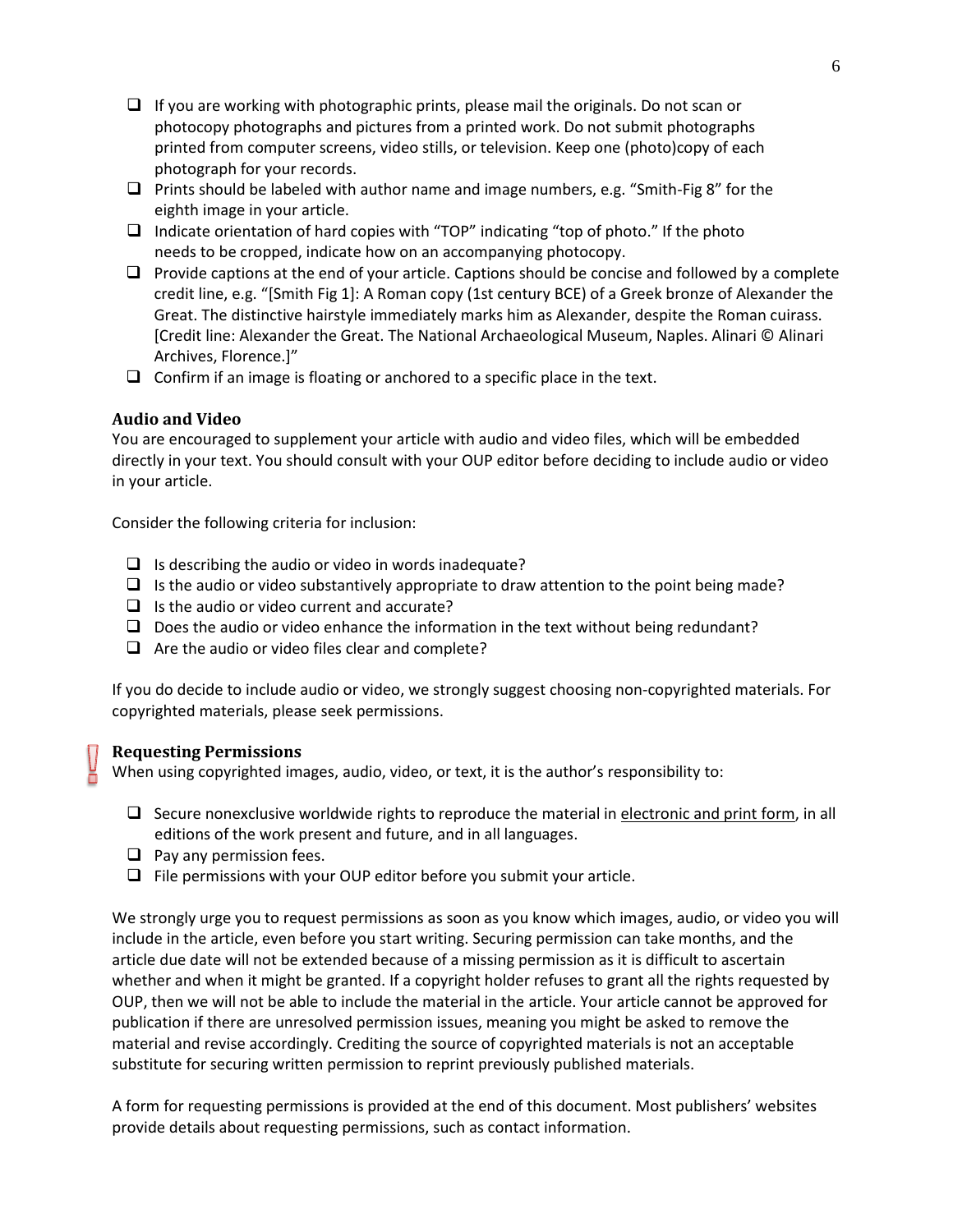- [ ] If you are working with photographic prints, please mail the originals. Do not scan or photocopy photographs and pictures from a printed work. Do not submit photographs printed from computer screens, video stills, or television. Keep one (photo)copy of each photograph for your records.
- [ ] Prints should be labeled with author name and image numbers, e.g. "Smith-Fig 8" for the eighth image in your article.
- [ ] Indicate orientation of hard copies with "TOP" indicating "top of photo." If the photo needs to be cropped, indicate how on an accompanying photocopy.
- [ ] Provide captions at the end of your article. Captions should be concise and followed by a complete credit line, e.g. "[Smith Fig 1]: A Roman copy (1st century BCE) of a Greek bronze of Alexander the Great. The distinctive hairstyle immediately marks him as Alexander, despite the Roman cuirass. [Credit line: Alexander the Great. The National Archaeological Museum, Naples. Alinari © Alinari Archives, Florence.]"
- [ ] Confirm if an image is floating or anchored to a specific place in the text.

### Audio and Video

You are encouraged to supplement your article with audio and video files, which will be embedded directly in your text. You should consult with your OUP editor before deciding to include audio or video in your article.

Consider the following criteria for inclusion:

- [ ] Is describing the audio or video in words inadequate?
- [ ] Is the audio or video substantively appropriate to draw attention to the point being made?
- [ ] Is the audio or video current and accurate?
- [ ] Does the audio or video enhance the information in the text without being redundant?
- [ ] Are the audio or video files clear and complete?

If you do decide to include audio or video, we strongly suggest choosing non-copyrighted materials. For copyrighted materials, please seek permissions.

### Requesting Permissions

When using copyrighted images, audio, video, or text, it is the author's responsibility to:

- [ ] Secure nonexclusive worldwide rights to reproduce the material in <u>electronic and print form</u>, in all editions of the work present and future, and in all languages.
- [ ] Pay any permission fees.
- [ ] File permissions with your OUP editor before you submit your article.

We strongly urge you to request permissions as soon as you know which images, audio, or video you will include in the article, even before you start writing. Securing permission can take months, and the article due date will not be extended because of a missing permission as it is difficult to ascertain whether and when it might be granted. If a copyright holder refuses to grant all the rights requested by OUP, then we will not be able to include the material in the article. Your article cannot be approved for publication if there are unresolved permission issues, meaning you might be asked to remove the material and revise accordingly. Crediting the source of copyrighted materials is not an acceptable substitute for securing written permission to reprint previously published materials.

A form for requesting permissions is provided at the end of this document. Most publishers' websites provide details about requesting permissions, such as contact information.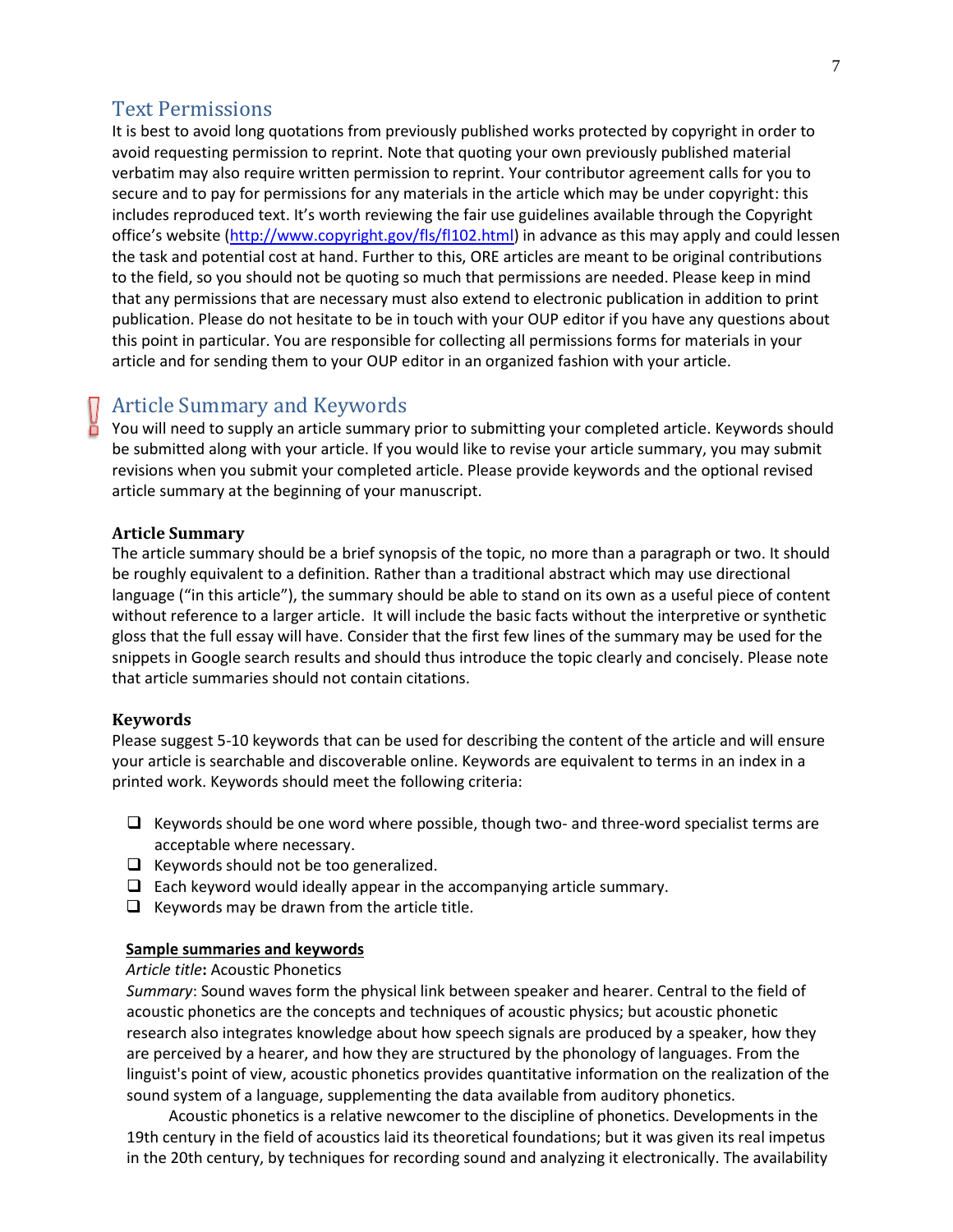## Text Permissions

It is best to avoid long quotations from previously published works protected by copyright in order to avoid requesting permission to reprint. Note that quoting your own previously published material verbatim may also require written permission to reprint. Your contributor agreement calls for you to secure and to pay for permissions for any materials in the article which may be under copyright: this includes reproduced text. It's worth reviewing the fair use guidelines available through the Copyright office's website (http://www.copyright.gov/fls/fl102.html) in advance as this may apply and could lessen the task and potential cost at hand. Further to this, ORE articles are meant to be original contributions to the field, so you should not be quoting so much that permissions are needed. Please keep in mind that any permissions that are necessary must also extend to electronic publication in addition to print publication. Please do not hesitate to be in touch with your OUP editor if you have any questions about this point in particular. You are responsible for collecting all permissions forms for materials in your article and for sending them to your OUP editor in an organized fashion with your article.

## Article Summary and Keywords

You will need to supply an article summary prior to submitting your completed article. Keywords should be submitted along with your article. If you would like to revise your article summary, you may submit revisions when you submit your completed article. Please provide keywords and the optional revised article summary at the beginning of your manuscript.

### Article Summary

The article summary should be a brief synopsis of the topic, no more than a paragraph or two. It should be roughly equivalent to a definition. Rather than a traditional abstract which may use directional language ("in this article"), the summary should be able to stand on its own as a useful piece of content without reference to a larger article. It will include the basic facts without the interpretive or synthetic gloss that the full essay will have. Consider that the first few lines of the summary may be used for the snippets in Google search results and should thus introduce the topic clearly and concisely. Please note that article summaries should not contain citations.

### Keywords

Please suggest 5-10 keywords that can be used for describing the content of the article and will ensure your article is searchable and discoverable online. Keywords are equivalent to terms in an index in a printed work. Keywords should meet the following criteria:

- Keywords should be one word where possible, though two- and three-word specialist terms are acceptable where necessary.
- Keywords should not be too generalized.
- Each keyword would ideally appear in the accompanying article summary.
- Keywords may be drawn from the article title.

**Sample summaries and keywords**

*Article title***:** Acoustic Phonetics

*Summary*: Sound waves form the physical link between speaker and hearer. Central to the field of acoustic phonetics are the concepts and techniques of acoustic physics; but acoustic phonetic research also integrates knowledge about how speech signals are produced by a speaker, how they are perceived by a hearer, and how they are structured by the phonology of languages. From the linguist's point of view, acoustic phonetics provides quantitative information on the realization of the sound system of a language, supplementing the data available from auditory phonetics.

Acoustic phonetics is a relative newcomer to the discipline of phonetics. Developments in the 19th century in the field of acoustics laid its theoretical foundations; but it was given its real impetus in the 20th century, by techniques for recording sound and analyzing it electronically. The availability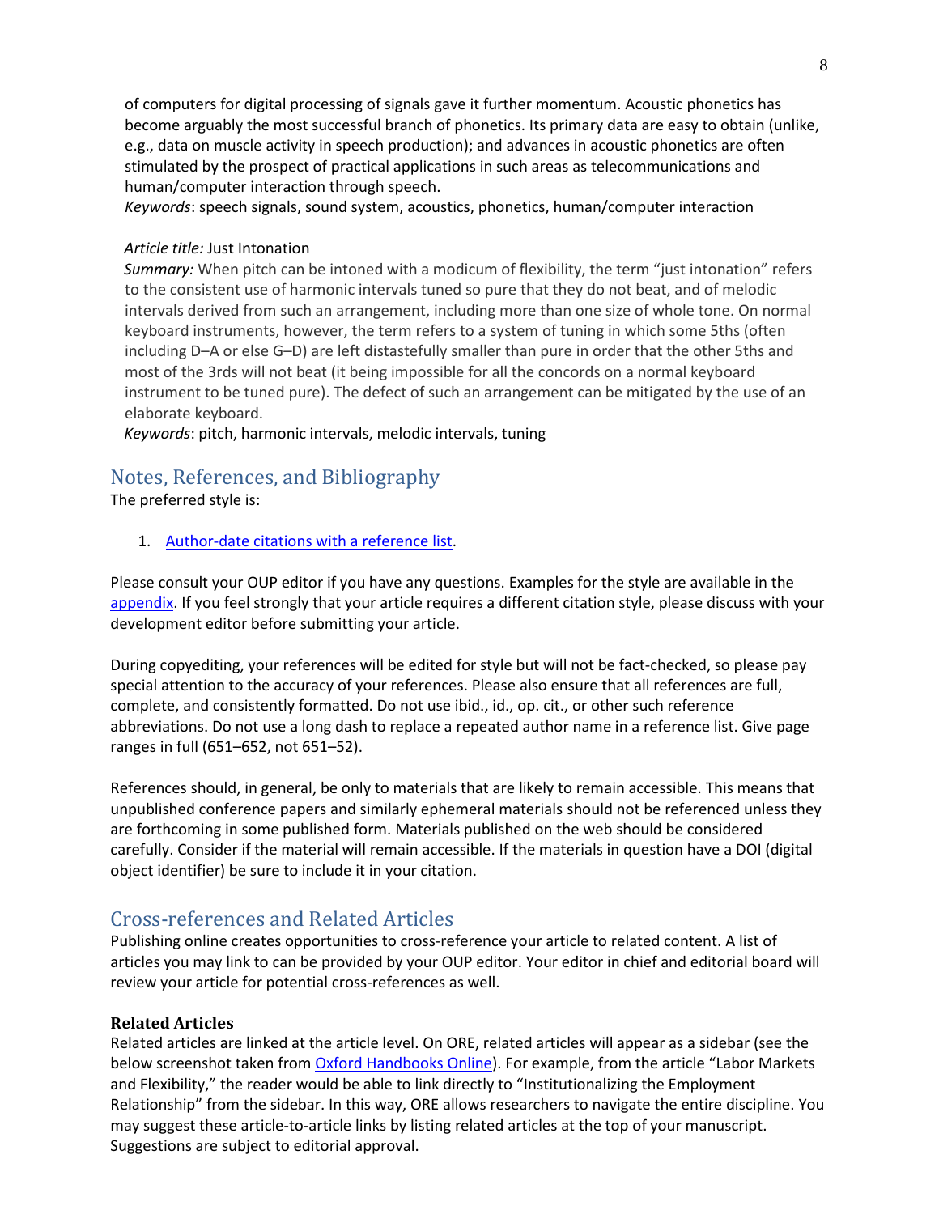of computers for digital processing of signals gave it further momentum. Acoustic phonetics has become arguably the most successful branch of phonetics. Its primary data are easy to obtain (unlike, e.g., data on muscle activity in speech production); and advances in acoustic phonetics are often stimulated by the prospect of practical applications in such areas as telecommunications and human/computer interaction through speech.
*Keywords*: speech signals, sound system, acoustics, phonetics, human/computer interaction

*Article title:* Just Intonation
*Summary:* When pitch can be intoned with a modicum of flexibility, the term "just intonation" refers to the consistent use of harmonic intervals tuned so pure that they do not beat, and of melodic intervals derived from such an arrangement, including more than one size of whole tone. On normal keyboard instruments, however, the term refers to a system of tuning in which some 5ths (often including D–A or else G–D) are left distastefully smaller than pure in order that the other 5ths and most of the 3rds will not beat (it being impossible for all the concords on a normal keyboard instrument to be tuned pure). The defect of such an arrangement can be mitigated by the use of an elaborate keyboard.
*Keywords*: pitch, harmonic intervals, melodic intervals, tuning

## Notes, References, and Bibliography

The preferred style is:

1. Author-date citations with a reference list.

Please consult your OUP editor if you have any questions. Examples for the style are available in the appendix. If you feel strongly that your article requires a different citation style, please discuss with your development editor before submitting your article.

During copyediting, your references will be edited for style but will not be fact-checked, so please pay special attention to the accuracy of your references. Please also ensure that all references are full, complete, and consistently formatted. Do not use ibid., id., op. cit., or other such reference abbreviations. Do not use a long dash to replace a repeated author name in a reference list. Give page ranges in full (651–652, not 651–52).

References should, in general, be only to materials that are likely to remain accessible. This means that unpublished conference papers and similarly ephemeral materials should not be referenced unless they are forthcoming in some published form. Materials published on the web should be considered carefully. Consider if the material will remain accessible. If the materials in question have a DOI (digital object identifier) be sure to include it in your citation.

## Cross-references and Related Articles

Publishing online creates opportunities to cross-reference your article to related content. A list of articles you may link to can be provided by your OUP editor. Your editor in chief and editorial board will review your article for potential cross-references as well.

### Related Articles

Related articles are linked at the article level. On ORE, related articles will appear as a sidebar (see the below screenshot taken from Oxford Handbooks Online). For example, from the article "Labor Markets and Flexibility," the reader would be able to link directly to "Institutionalizing the Employment Relationship" from the sidebar. In this way, ORE allows researchers to navigate the entire discipline. You may suggest these article-to-article links by listing related articles at the top of your manuscript. Suggestions are subject to editorial approval.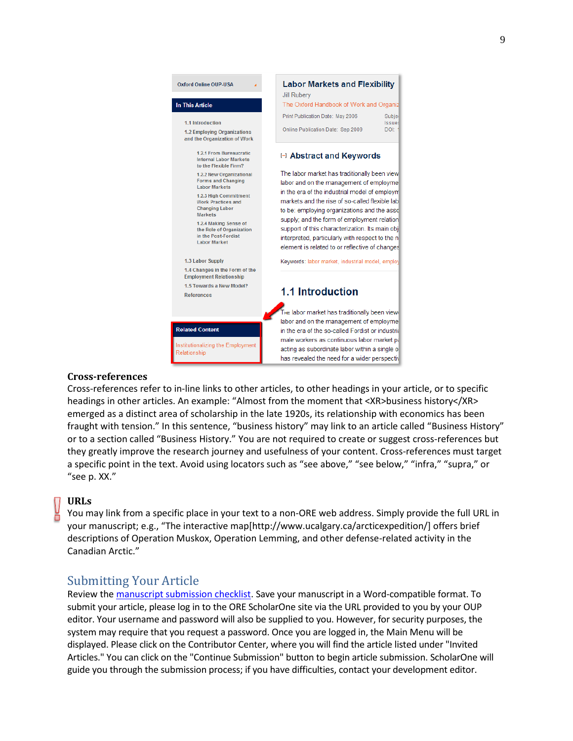## Cross-references

Cross-references refer to in-line links to other articles, to other headings in your article, or to specific headings in other articles. An example: “Almost from the moment that <XR>business history</XR> emerged as a distinct area of scholarship in the late 1920s, its relationship with economics has been fraught with tension.” In this sentence, “business history” may link to an article called “Business History” or to a section called “Business History.” You are not required to create or suggest cross-references but they greatly improve the research journey and usefulness of your content. Cross-references must target a specific point in the text. Avoid using locators such as “see above,” “see below,” “infra,” “supra,” or “see p. XX.”

## URLs

You may link from a specific place in your text to a non-ORE web address. Simply provide the full URL in your manuscript; e.g., “The interactive map[http://www.ucalgary.ca/arcticexpedition/] offers brief descriptions of Operation Muskox, Operation Lemming, and other defense-related activity in the Canadian Arctic.”

# Submitting Your Article

Review the manuscript submission checklist. Save your manuscript in a Word-compatible format. To submit your article, please log in to the ORE ScholarOne site via the URL provided to you by your OUP editor. Your username and password will also be supplied to you. However, for security purposes, the system may require that you request a password. Once you are logged in, the Main Menu will be displayed. Please click on the Contributor Center, where you will find the article listed under "Invited Articles." You can click on the "Continue Submission" button to begin article submission. ScholarOne will guide you through the submission process; if you have difficulties, contact your development editor.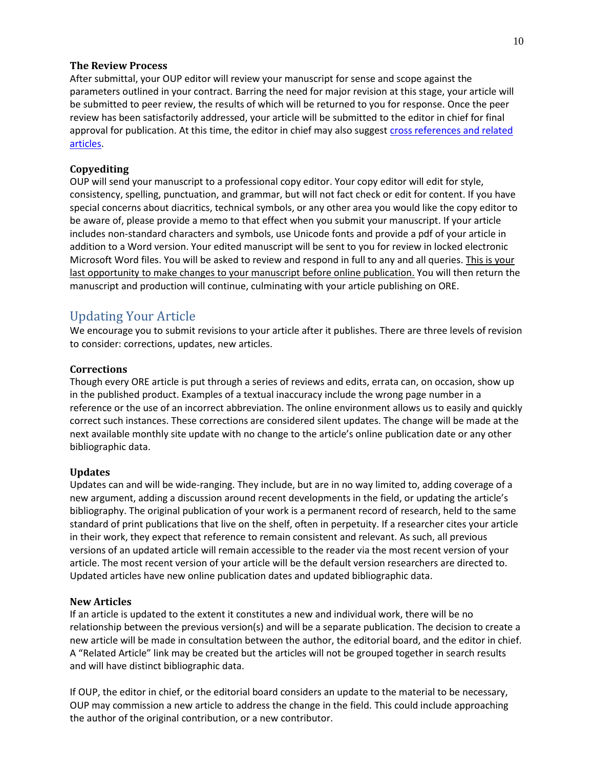### The Review Process

After submittal, your OUP editor will review your manuscript for sense and scope against the parameters outlined in your contract. Barring the need for major revision at this stage, your article will be submitted to peer review, the results of which will be returned to you for response. Once the peer review has been satisfactorily addressed, your article will be submitted to the editor in chief for final approval for publication. At this time, the editor in chief may also suggest cross references and related articles.

### Copyediting

OUP will send your manuscript to a professional copy editor. Your copy editor will edit for style, consistency, spelling, punctuation, and grammar, but will not fact check or edit for content. If you have special concerns about diacritics, technical symbols, or any other area you would like the copy editor to be aware of, please provide a memo to that effect when you submit your manuscript. If your article includes non-standard characters and symbols, use Unicode fonts and provide a pdf of your article in addition to a Word version. Your edited manuscript will be sent to you for review in locked electronic Microsoft Word files. You will be asked to review and respond in full to any and all queries. <u>This is your last opportunity to make changes to your manuscript before online publication.</u> You will then return the manuscript and production will continue, culminating with your article publishing on ORE.

## Updating Your Article

We encourage you to submit revisions to your article after it publishes. There are three levels of revision to consider: corrections, updates, new articles.

### Corrections

Though every ORE article is put through a series of reviews and edits, errata can, on occasion, show up in the published product. Examples of a textual inaccuracy include the wrong page number in a reference or the use of an incorrect abbreviation. The online environment allows us to easily and quickly correct such instances. These corrections are considered silent updates. The change will be made at the next available monthly site update with no change to the article's online publication date or any other bibliographic data.

### Updates

Updates can and will be wide-ranging. They include, but are in no way limited to, adding coverage of a new argument, adding a discussion around recent developments in the field, or updating the article's bibliography. The original publication of your work is a permanent record of research, held to the same standard of print publications that live on the shelf, often in perpetuity. If a researcher cites your article in their work, they expect that reference to remain consistent and relevant. As such, all previous versions of an updated article will remain accessible to the reader via the most recent version of your article. The most recent version of your article will be the default version researchers are directed to. Updated articles have new online publication dates and updated bibliographic data.

### New Articles

If an article is updated to the extent it constitutes a new and individual work, there will be no relationship between the previous version(s) and will be a separate publication. The decision to create a new article will be made in consultation between the author, the editorial board, and the editor in chief. A "Related Article" link may be created but the articles will not be grouped together in search results and will have distinct bibliographic data.

If OUP, the editor in chief, or the editorial board considers an update to the material to be necessary, OUP may commission a new article to address the change in the field. This could include approaching the author of the original contribution, or a new contributor.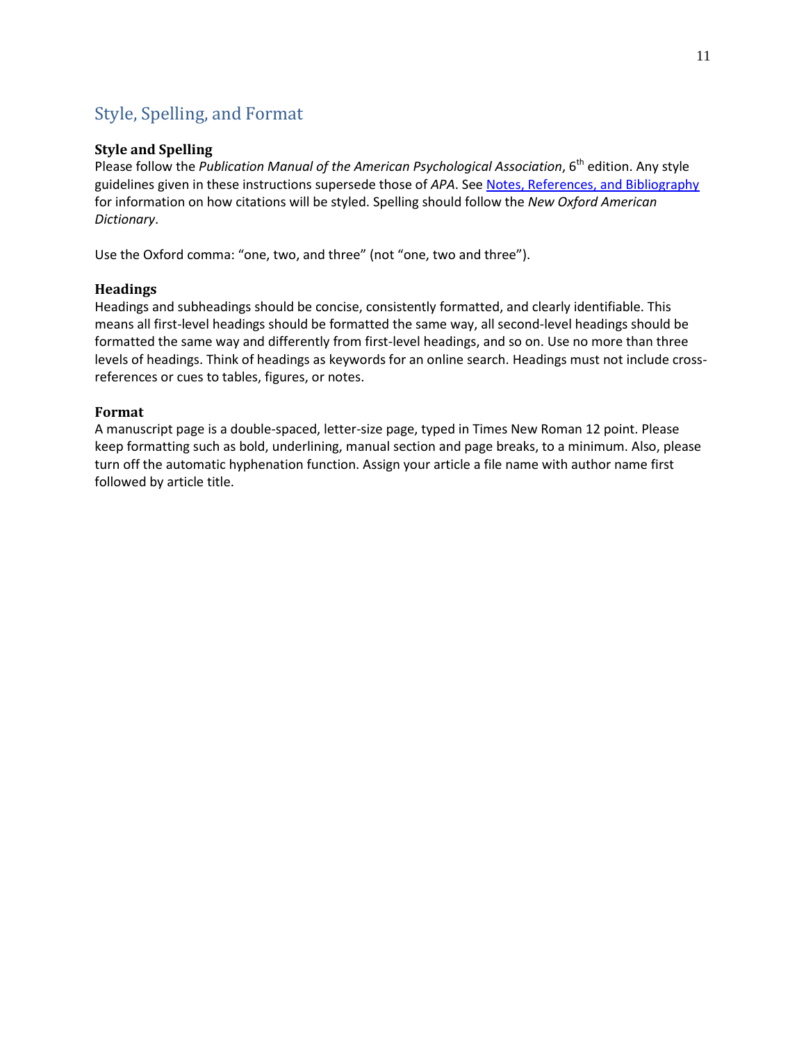## Style, Spelling, and Format

### Style and Spelling

Please follow the *Publication Manual of the American Psychological Association*, 6th edition. Any style guidelines given in these instructions supersede those of *APA*. See Notes, References, and Bibliography for information on how citations will be styled. Spelling should follow the *New Oxford American Dictionary*.

Use the Oxford comma: "one, two, and three" (not "one, two and three").

### Headings

Headings and subheadings should be concise, consistently formatted, and clearly identifiable. This means all first-level headings should be formatted the same way, all second-level headings should be formatted the same way and differently from first-level headings, and so on. Use no more than three levels of headings. Think of headings as keywords for an online search. Headings must not include cross-references or cues to tables, figures, or notes.

### Format

A manuscript page is a double-spaced, letter-size page, typed in Times New Roman 12 point. Please keep formatting such as bold, underlining, manual section and page breaks, to a minimum. Also, please turn off the automatic hyphenation function. Assign your article a file name with author name first followed by article title.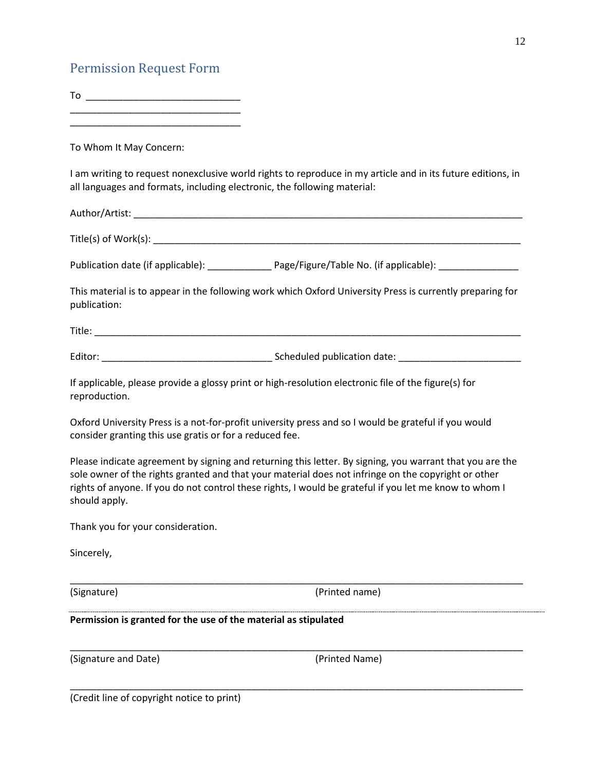## Permission Request Form

To ____________________________

________________________________

________________________________

To Whom It May Concern:

I am writing to request nonexclusive world rights to reproduce in my article and in its future editions, in all languages and formats, including electronic, the following material:

Author/Artist: ____________________________________________________________________________

Title(s) of Work(s): _______________________________________________________________________

Publication date (if applicable): ____________ Page/Figure/Table No. (if applicable): _______________

This material is to appear in the following work which Oxford University Press is currently preparing for publication:

Title: _________________________________________________________________________________

Editor: ________________________________ Scheduled publication date: _______________________

If applicable, please provide a glossy print or high-resolution electronic file of the figure(s) for reproduction.

Oxford University Press is a not-for-profit university press and so I would be grateful if you would consider granting this use gratis or for a reduced fee.

Please indicate agreement by signing and returning this letter. By signing, you warrant that you are the sole owner of the rights granted and that your material does not infringe on the copyright or other rights of anyone. If you do not control these rights, I would be grateful if you let me know to whom I should apply.

Thank you for your consideration.

Sincerely,

_____________________________________________________________________________________

(Signature) (Printed name)

---

**Permission is granted for the use of the material as stipulated**

_____________________________________________________________________________________

(Signature and Date) (Printed Name)

_____________________________________________________________________________________

(Credit line of copyright notice to print)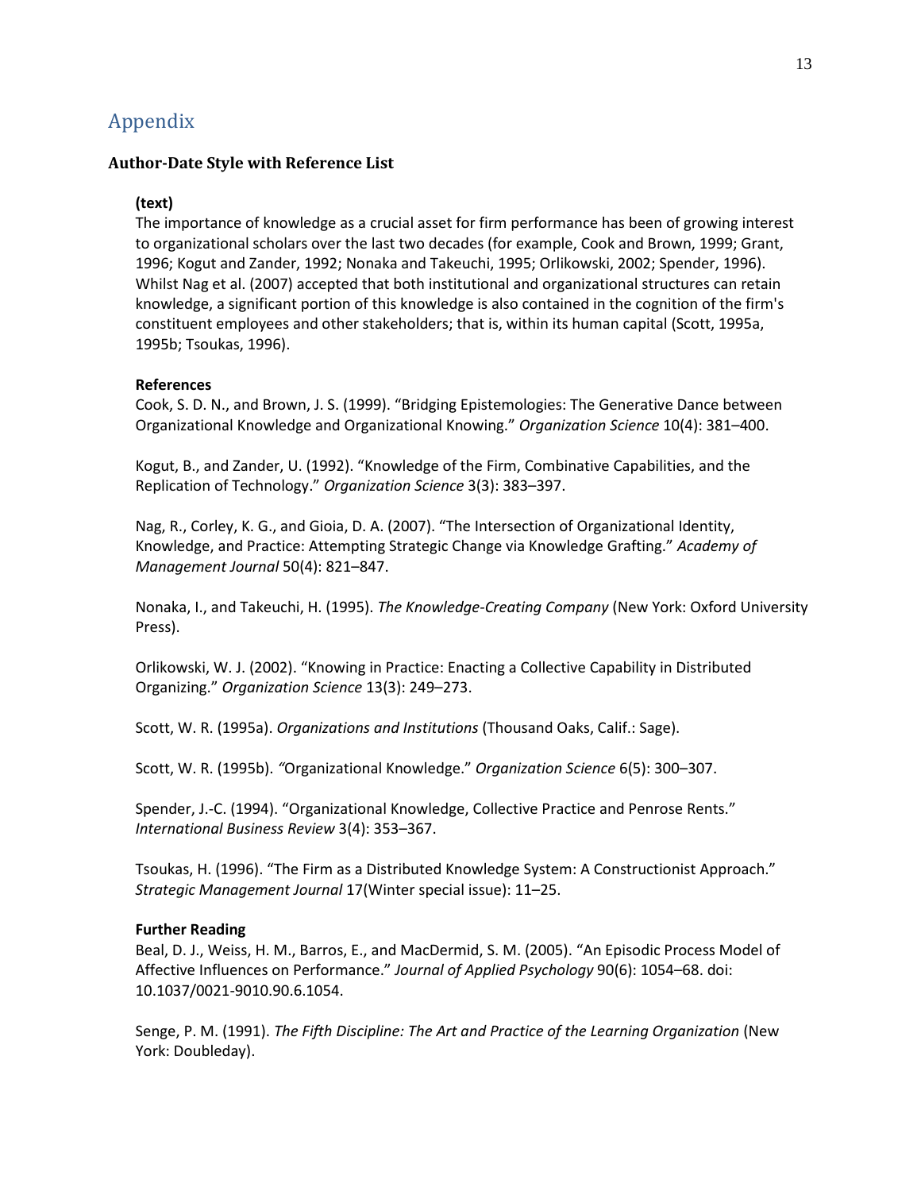# Appendix

## Author-Date Style with Reference List

**(text)**

The importance of knowledge as a crucial asset for firm performance has been of growing interest to organizational scholars over the last two decades (for example, Cook and Brown, 1999; Grant, 1996; Kogut and Zander, 1992; Nonaka and Takeuchi, 1995; Orlikowski, 2002; Spender, 1996). Whilst Nag et al. (2007) accepted that both institutional and organizational structures can retain knowledge, a significant portion of this knowledge is also contained in the cognition of the firm's constituent employees and other stakeholders; that is, within its human capital (Scott, 1995a, 1995b; Tsoukas, 1996).

**References**

Cook, S. D. N., and Brown, J. S. (1999). "Bridging Epistemologies: The Generative Dance between Organizational Knowledge and Organizational Knowing." *Organization Science* 10(4): 381–400.

Kogut, B., and Zander, U. (1992). "Knowledge of the Firm, Combinative Capabilities, and the Replication of Technology." *Organization Science* 3(3): 383–397.

Nag, R., Corley, K. G., and Gioia, D. A. (2007). "The Intersection of Organizational Identity, Knowledge, and Practice: Attempting Strategic Change via Knowledge Grafting." *Academy of Management Journal* 50(4): 821–847.

Nonaka, I., and Takeuchi, H. (1995). *The Knowledge-Creating Company* (New York: Oxford University Press).

Orlikowski, W. J. (2002). "Knowing in Practice: Enacting a Collective Capability in Distributed Organizing." *Organization Science* 13(3): 249–273.

Scott, W. R. (1995a). *Organizations and Institutions* (Thousand Oaks, Calif.: Sage).

Scott, W. R. (1995b). "Organizational Knowledge." *Organization Science* 6(5): 300–307.

Spender, J.-C. (1994). "Organizational Knowledge, Collective Practice and Penrose Rents." *International Business Review* 3(4): 353–367.

Tsoukas, H. (1996). "The Firm as a Distributed Knowledge System: A Constructionist Approach." *Strategic Management Journal* 17(Winter special issue): 11–25.

**Further Reading**

Beal, D. J., Weiss, H. M., Barros, E., and MacDermid, S. M. (2005). "An Episodic Process Model of Affective Influences on Performance." *Journal of Applied Psychology* 90(6): 1054–68. doi: 10.1037/0021-9010.90.6.1054.

Senge, P. M. (1991). *The Fifth Discipline: The Art and Practice of the Learning Organization* (New York: Doubleday).